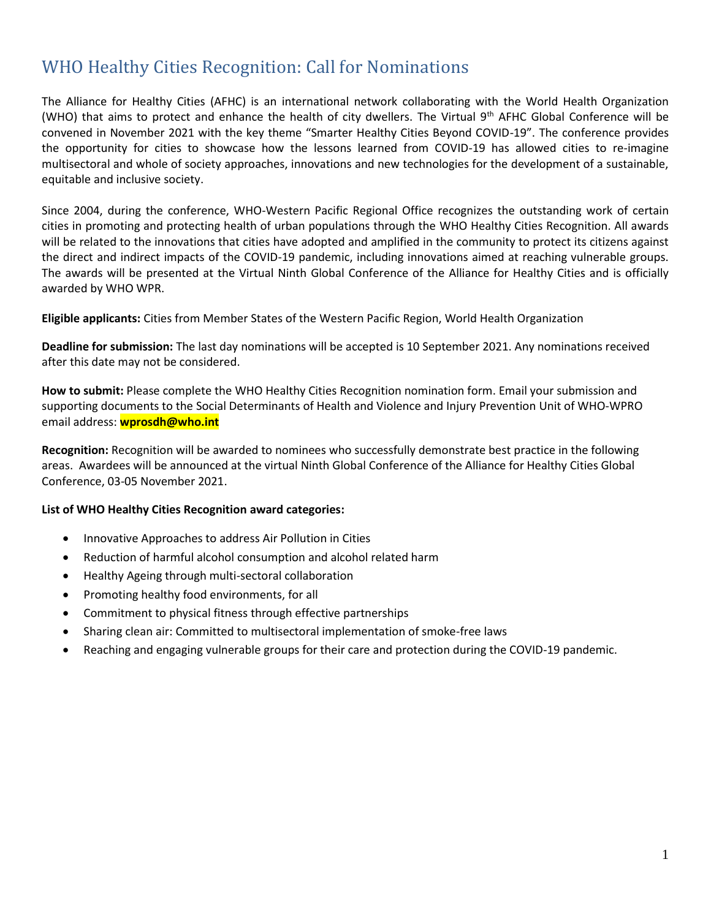# WHO Healthy Cities Recognition: Call for Nominations

The Alliance for Healthy Cities (AFHC) is an international network collaborating with the World Health Organization (WHO) that aims to protect and enhance the health of city dwellers. The Virtual 9th AFHC Global Conference will be convened in November 2021 with the key theme "Smarter Healthy Cities Beyond COVID-19". The conference provides the opportunity for cities to showcase how the lessons learned from COVID-19 has allowed cities to re-imagine multisectoral and whole of society approaches, innovations and new technologies for the development of a sustainable, equitable and inclusive society.

Since 2004, during the conference, WHO-Western Pacific Regional Office recognizes the outstanding work of certain cities in promoting and protecting health of urban populations through the WHO Healthy Cities Recognition. All awards will be related to the innovations that cities have adopted and amplified in the community to protect its citizens against the direct and indirect impacts of the COVID-19 pandemic, including innovations aimed at reaching vulnerable groups. The awards will be presented at the Virtual Ninth Global Conference of the Alliance for Healthy Cities and is officially awarded by WHO WPR.

**Eligible applicants:** Cities from Member States of the Western Pacific Region, World Health Organization

**Deadline for submission:** The last day nominations will be accepted is 10 September 2021. Any nominations received after this date may not be considered.

**How to submit:** Please complete the WHO Healthy Cities Recognition nomination form. Email your submission and supporting documents to the Social Determinants of Health and Violence and Injury Prevention Unit of WHO-WPRO email address: **wprosdh@who.int**

**Recognition:** Recognition will be awarded to nominees who successfully demonstrate best practice in the following areas. Awardees will be announced at the virtual Ninth Global Conference of the Alliance for Healthy Cities Global Conference, 03-05 November 2021.

**List of WHO Healthy Cities Recognition award categories:**

- Innovative Approaches to address Air Pollution in Cities
- Reduction of harmful alcohol consumption and alcohol related harm
- Healthy Ageing through multi-sectoral collaboration
- Promoting healthy food environments, for all
- Commitment to physical fitness through effective partnerships
- Sharing clean air: Committed to multisectoral implementation of smoke-free laws
- Reaching and engaging vulnerable groups for their care and protection during the COVID-19 pandemic.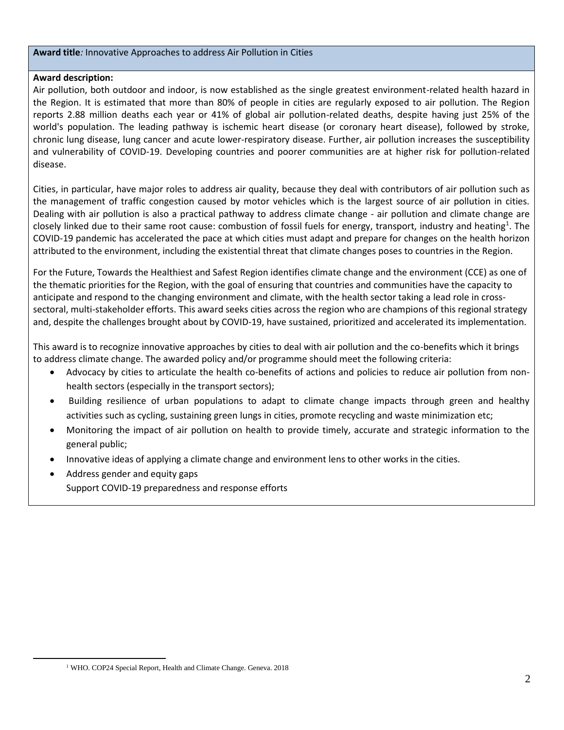**Award title***:* Innovative Approaches to address Air Pollution in Cities

**Award description:**

Air pollution, both outdoor and indoor, is now established as the single greatest environment-related health hazard in the Region. It is estimated that more than 80% of people in cities are regularly exposed to air pollution. The Region reports 2.88 million deaths each year or 41% of global air pollution-related deaths, despite having just 25% of the world's population. The leading pathway is ischemic heart disease (or coronary heart disease), followed by stroke, chronic lung disease, lung cancer and acute lower-respiratory disease. Further, air pollution increases the susceptibility and vulnerability of COVID-19. Developing countries and poorer communities are at higher risk for pollution-related disease.

Cities, in particular, have major roles to address air quality, because they deal with contributors of air pollution such as the management of traffic congestion caused by motor vehicles which is the largest source of air pollution in cities. Dealing with air pollution is also a practical pathway to address climate change - air pollution and climate change are closely linked due to their same root cause: combustion of fossil fuels for energy, transport, industry and heating[1]. The COVID-19 pandemic has accelerated the pace at which cities must adapt and prepare for changes on the health horizon attributed to the environment, including the existential threat that climate changes poses to countries in the Region.

For the Future, Towards the Healthiest and Safest Region identifies climate change and the environment (CCE) as one of the thematic priorities for the Region, with the goal of ensuring that countries and communities have the capacity to anticipate and respond to the changing environment and climate, with the health sector taking a lead role in cross-sectoral, multi-stakeholder efforts. This award seeks cities across the region who are champions of this regional strategy and, despite the challenges brought about by COVID-19, have sustained, prioritized and accelerated its implementation.

This award is to recognize innovative approaches by cities to deal with air pollution and the co-benefits which it brings to address climate change. The awarded policy and/or programme should meet the following criteria:

- Advocacy by cities to articulate the health co-benefits of actions and policies to reduce air pollution from non-health sectors (especially in the transport sectors);
- Building resilience of urban populations to adapt to climate change impacts through green and healthy activities such as cycling, sustaining green lungs in cities, promote recycling and waste minimization etc;
- Monitoring the impact of air pollution on health to provide timely, accurate and strategic information to the general public;
- Innovative ideas of applying a climate change and environment lens to other works in the cities.
- Address gender and equity gaps
  Support COVID-19 preparedness and response efforts

[1] WHO. COP24 Special Report, Health and Climate Change. Geneva. 2018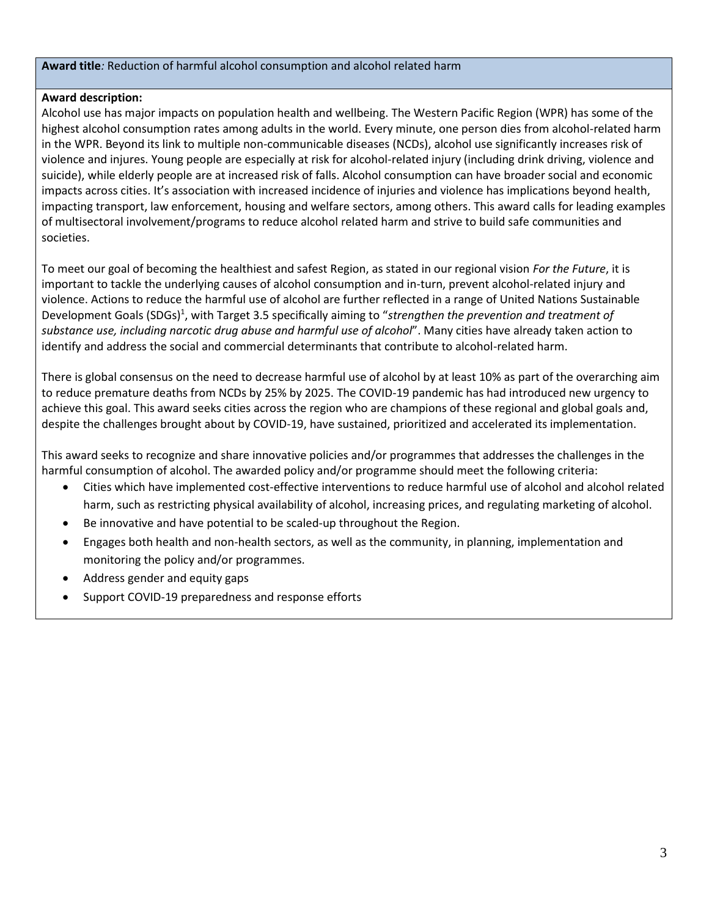**Award title***:* Reduction of harmful alcohol consumption and alcohol related harm

**Award description:**

Alcohol use has major impacts on population health and wellbeing. The Western Pacific Region (WPR) has some of the highest alcohol consumption rates among adults in the world. Every minute, one person dies from alcohol-related harm in the WPR. Beyond its link to multiple non-communicable diseases (NCDs), alcohol use significantly increases risk of violence and injures. Young people are especially at risk for alcohol-related injury (including drink driving, violence and suicide), while elderly people are at increased risk of falls. Alcohol consumption can have broader social and economic impacts across cities. It's association with increased incidence of injuries and violence has implications beyond health, impacting transport, law enforcement, housing and welfare sectors, among others. This award calls for leading examples of multisectoral involvement/programs to reduce alcohol related harm and strive to build safe communities and societies.

To meet our goal of becoming the healthiest and safest Region, as stated in our regional vision *For the Future*, it is important to tackle the underlying causes of alcohol consumption and in-turn, prevent alcohol-related injury and violence. Actions to reduce the harmful use of alcohol are further reflected in a range of United Nations Sustainable Development Goals (SDGs)[1], with Target 3.5 specifically aiming to "*strengthen the prevention and treatment of substance use, including narcotic drug abuse and harmful use of alcohol*". Many cities have already taken action to identify and address the social and commercial determinants that contribute to alcohol-related harm.

There is global consensus on the need to decrease harmful use of alcohol by at least 10% as part of the overarching aim to reduce premature deaths from NCDs by 25% by 2025. The COVID-19 pandemic has had introduced new urgency to achieve this goal. This award seeks cities across the region who are champions of these regional and global goals and, despite the challenges brought about by COVID-19, have sustained, prioritized and accelerated its implementation.

This award seeks to recognize and share innovative policies and/or programmes that addresses the challenges in the harmful consumption of alcohol. The awarded policy and/or programme should meet the following criteria:

- Cities which have implemented cost-effective interventions to reduce harmful use of alcohol and alcohol related harm, such as restricting physical availability of alcohol, increasing prices, and regulating marketing of alcohol.
- Be innovative and have potential to be scaled-up throughout the Region.
- Engages both health and non-health sectors, as well as the community, in planning, implementation and monitoring the policy and/or programmes.
- Address gender and equity gaps
- Support COVID-19 preparedness and response efforts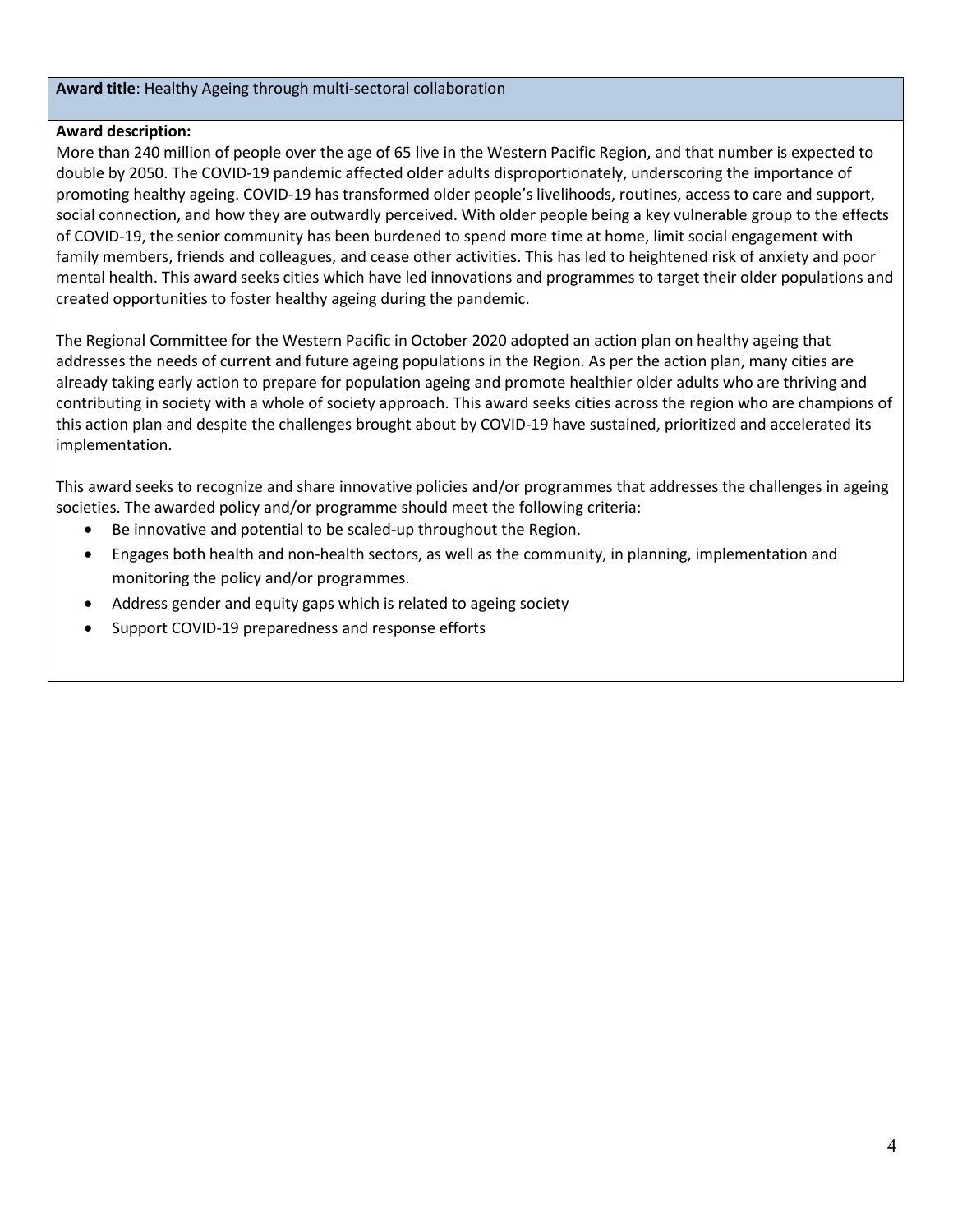**Award title**: Healthy Ageing through multi-sectoral collaboration

**Award description:**

More than 240 million of people over the age of 65 live in the Western Pacific Region, and that number is expected to double by 2050. The COVID-19 pandemic affected older adults disproportionately, underscoring the importance of promoting healthy ageing. COVID-19 has transformed older people's livelihoods, routines, access to care and support, social connection, and how they are outwardly perceived. With older people being a key vulnerable group to the effects of COVID-19, the senior community has been burdened to spend more time at home, limit social engagement with family members, friends and colleagues, and cease other activities. This has led to heightened risk of anxiety and poor mental health. This award seeks cities which have led innovations and programmes to target their older populations and created opportunities to foster healthy ageing during the pandemic.

The Regional Committee for the Western Pacific in October 2020 adopted an action plan on healthy ageing that addresses the needs of current and future ageing populations in the Region. As per the action plan, many cities are already taking early action to prepare for population ageing and promote healthier older adults who are thriving and contributing in society with a whole of society approach. This award seeks cities across the region who are champions of this action plan and despite the challenges brought about by COVID-19 have sustained, prioritized and accelerated its implementation.

This award seeks to recognize and share innovative policies and/or programmes that addresses the challenges in ageing societies. The awarded policy and/or programme should meet the following criteria:

- Be innovative and potential to be scaled-up throughout the Region.
- Engages both health and non-health sectors, as well as the community, in planning, implementation and monitoring the policy and/or programmes.
- Address gender and equity gaps which is related to ageing society
- Support COVID-19 preparedness and response efforts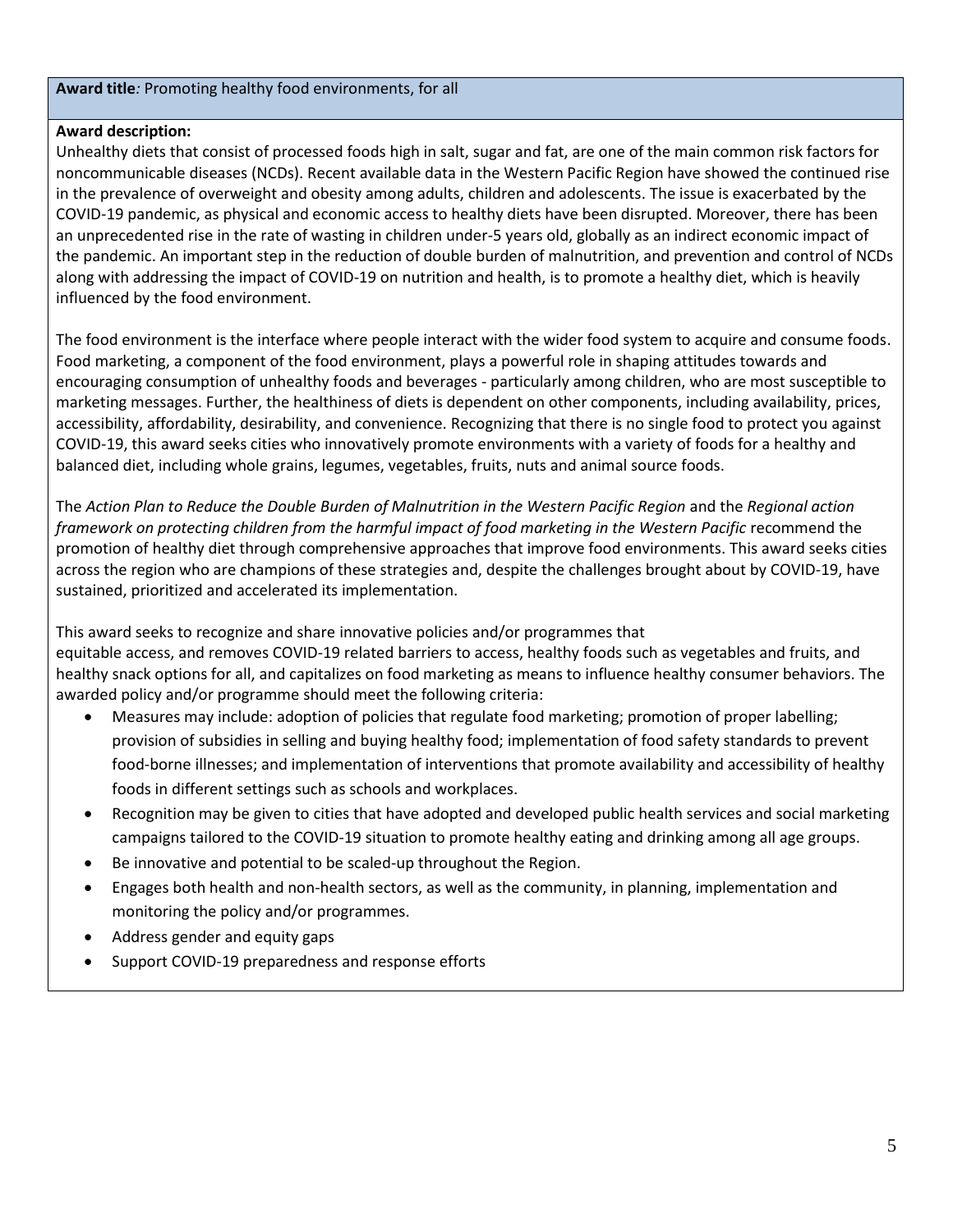**Award title***:* Promoting healthy food environments, for all

**Award description:**

Unhealthy diets that consist of processed foods high in salt, sugar and fat, are one of the main common risk factors for noncommunicable diseases (NCDs). Recent available data in the Western Pacific Region have showed the continued rise in the prevalence of overweight and obesity among adults, children and adolescents. The issue is exacerbated by the COVID-19 pandemic, as physical and economic access to healthy diets have been disrupted. Moreover, there has been an unprecedented rise in the rate of wasting in children under-5 years old, globally as an indirect economic impact of the pandemic. An important step in the reduction of double burden of malnutrition, and prevention and control of NCDs along with addressing the impact of COVID-19 on nutrition and health, is to promote a healthy diet, which is heavily influenced by the food environment.

The food environment is the interface where people interact with the wider food system to acquire and consume foods. Food marketing, a component of the food environment, plays a powerful role in shaping attitudes towards and encouraging consumption of unhealthy foods and beverages - particularly among children, who are most susceptible to marketing messages. Further, the healthiness of diets is dependent on other components, including availability, prices, accessibility, affordability, desirability, and convenience. Recognizing that there is no single food to protect you against COVID-19, this award seeks cities who innovatively promote environments with a variety of foods for a healthy and balanced diet, including whole grains, legumes, vegetables, fruits, nuts and animal source foods.

The *Action Plan to Reduce the Double Burden of Malnutrition in the Western Pacific Region* and the *Regional action framework on protecting children from the harmful impact of food marketing in the Western Pacific* recommend the promotion of healthy diet through comprehensive approaches that improve food environments. This award seeks cities across the region who are champions of these strategies and, despite the challenges brought about by COVID-19, have sustained, prioritized and accelerated its implementation.

This award seeks to recognize and share innovative policies and/or programmes that
equitable access, and removes COVID-19 related barriers to access, healthy foods such as vegetables and fruits, and healthy snack options for all, and capitalizes on food marketing as means to influence healthy consumer behaviors. The awarded policy and/or programme should meet the following criteria:

- Measures may include: adoption of policies that regulate food marketing; promotion of proper labelling; provision of subsidies in selling and buying healthy food; implementation of food safety standards to prevent food-borne illnesses; and implementation of interventions that promote availability and accessibility of healthy foods in different settings such as schools and workplaces.
- Recognition may be given to cities that have adopted and developed public health services and social marketing campaigns tailored to the COVID-19 situation to promote healthy eating and drinking among all age groups.
- Be innovative and potential to be scaled-up throughout the Region.
- Engages both health and non-health sectors, as well as the community, in planning, implementation and monitoring the policy and/or programmes.
- Address gender and equity gaps
- Support COVID-19 preparedness and response efforts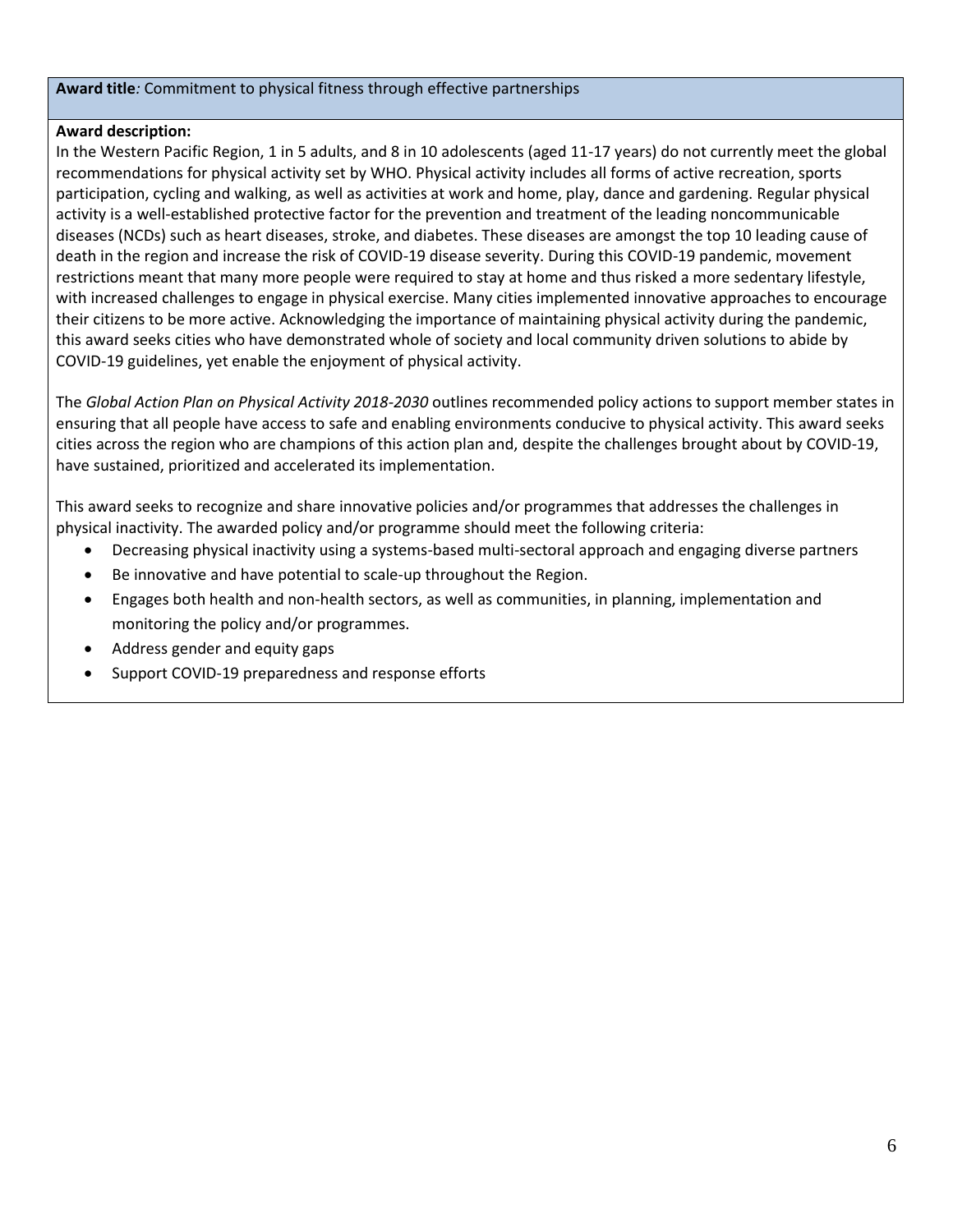**Award title***:* Commitment to physical fitness through effective partnerships

**Award description:**

In the Western Pacific Region, 1 in 5 adults, and 8 in 10 adolescents (aged 11-17 years) do not currently meet the global recommendations for physical activity set by WHO. Physical activity includes all forms of active recreation, sports participation, cycling and walking, as well as activities at work and home, play, dance and gardening. Regular physical activity is a well-established protective factor for the prevention and treatment of the leading noncommunicable diseases (NCDs) such as heart diseases, stroke, and diabetes. These diseases are amongst the top 10 leading cause of death in the region and increase the risk of COVID-19 disease severity. During this COVID-19 pandemic, movement restrictions meant that many more people were required to stay at home and thus risked a more sedentary lifestyle, with increased challenges to engage in physical exercise. Many cities implemented innovative approaches to encourage their citizens to be more active. Acknowledging the importance of maintaining physical activity during the pandemic, this award seeks cities who have demonstrated whole of society and local community driven solutions to abide by COVID-19 guidelines, yet enable the enjoyment of physical activity.

The *Global Action Plan on Physical Activity 2018-2030* outlines recommended policy actions to support member states in ensuring that all people have access to safe and enabling environments conducive to physical activity. This award seeks cities across the region who are champions of this action plan and, despite the challenges brought about by COVID-19, have sustained, prioritized and accelerated its implementation.

This award seeks to recognize and share innovative policies and/or programmes that addresses the challenges in physical inactivity. The awarded policy and/or programme should meet the following criteria:

- Decreasing physical inactivity using a systems-based multi-sectoral approach and engaging diverse partners
- Be innovative and have potential to scale-up throughout the Region.
- Engages both health and non-health sectors, as well as communities, in planning, implementation and monitoring the policy and/or programmes.
- Address gender and equity gaps
- Support COVID-19 preparedness and response efforts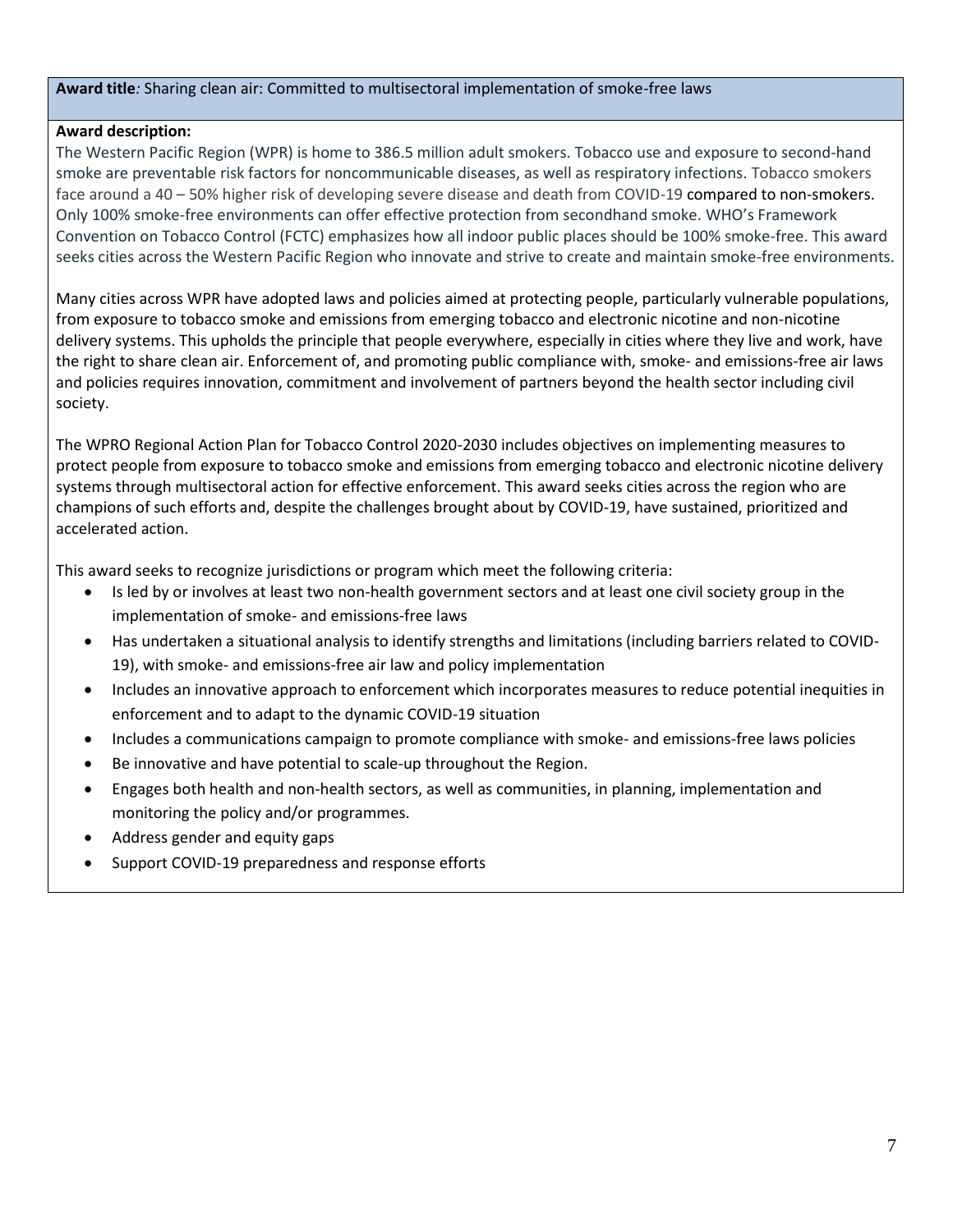**Award title***:* Sharing clean air: Committed to multisectoral implementation of smoke-free laws

**Award description:**

The Western Pacific Region (WPR) is home to 386.5 million adult smokers. Tobacco use and exposure to second-hand smoke are preventable risk factors for noncommunicable diseases, as well as respiratory infections. Tobacco smokers face around a 40 – 50% higher risk of developing severe disease and death from COVID-19 compared to non-smokers. Only 100% smoke-free environments can offer effective protection from secondhand smoke. WHO's Framework Convention on Tobacco Control (FCTC) emphasizes how all indoor public places should be 100% smoke-free. This award seeks cities across the Western Pacific Region who innovate and strive to create and maintain smoke-free environments.

Many cities across WPR have adopted laws and policies aimed at protecting people, particularly vulnerable populations, from exposure to tobacco smoke and emissions from emerging tobacco and electronic nicotine and non-nicotine delivery systems. This upholds the principle that people everywhere, especially in cities where they live and work, have the right to share clean air. Enforcement of, and promoting public compliance with, smoke- and emissions-free air laws and policies requires innovation, commitment and involvement of partners beyond the health sector including civil society.

The WPRO Regional Action Plan for Tobacco Control 2020-2030 includes objectives on implementing measures to protect people from exposure to tobacco smoke and emissions from emerging tobacco and electronic nicotine delivery systems through multisectoral action for effective enforcement. This award seeks cities across the region who are champions of such efforts and, despite the challenges brought about by COVID-19, have sustained, prioritized and accelerated action.

This award seeks to recognize jurisdictions or program which meet the following criteria:

- Is led by or involves at least two non-health government sectors and at least one civil society group in the implementation of smoke- and emissions-free laws
- Has undertaken a situational analysis to identify strengths and limitations (including barriers related to COVID-19), with smoke- and emissions-free air law and policy implementation
- Includes an innovative approach to enforcement which incorporates measures to reduce potential inequities in enforcement and to adapt to the dynamic COVID-19 situation
- Includes a communications campaign to promote compliance with smoke- and emissions-free laws policies
- Be innovative and have potential to scale-up throughout the Region.
- Engages both health and non-health sectors, as well as communities, in planning, implementation and monitoring the policy and/or programmes.
- Address gender and equity gaps
- Support COVID-19 preparedness and response efforts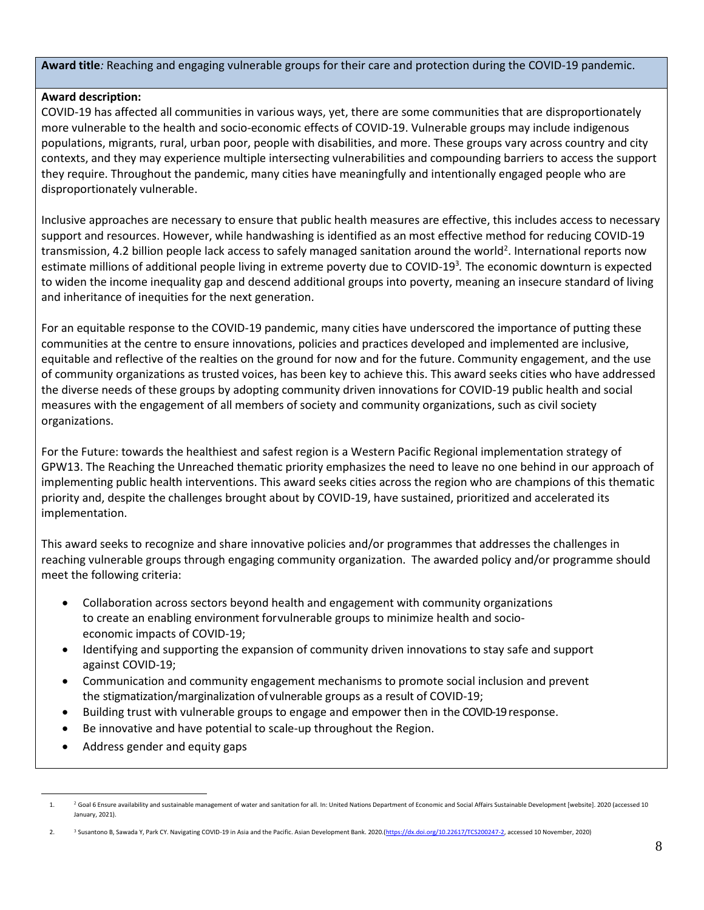**Award title***:* Reaching and engaging vulnerable groups for their care and protection during the COVID-19 pandemic.

**Award description:**

COVID-19 has affected all communities in various ways, yet, there are some communities that are disproportionately more vulnerable to the health and socio-economic effects of COVID-19. Vulnerable groups may include indigenous populations, migrants, rural, urban poor, people with disabilities, and more. These groups vary across country and city contexts, and they may experience multiple intersecting vulnerabilities and compounding barriers to access the support they require. Throughout the pandemic, many cities have meaningfully and intentionally engaged people who are disproportionately vulnerable.

Inclusive approaches are necessary to ensure that public health measures are effective, this includes access to necessary support and resources. However, while handwashing is identified as an most effective method for reducing COVID-19 transmission, 4.2 billion people lack access to safely managed sanitation around the world[2]. International reports now estimate millions of additional people living in extreme poverty due to COVID-19[3]*.* The economic downturn is expected to widen the income inequality gap and descend additional groups into poverty, meaning an insecure standard of living and inheritance of inequities for the next generation.

For an equitable response to the COVID-19 pandemic, many cities have underscored the importance of putting these communities at the centre to ensure innovations, policies and practices developed and implemented are inclusive, equitable and reflective of the realties on the ground for now and for the future. Community engagement, and the use of community organizations as trusted voices, has been key to achieve this. This award seeks cities who have addressed the diverse needs of these groups by adopting community driven innovations for COVID-19 public health and social measures with the engagement of all members of society and community organizations, such as civil society organizations.

For the Future: towards the healthiest and safest region is a Western Pacific Regional implementation strategy of GPW13. The Reaching the Unreached thematic priority emphasizes the need to leave no one behind in our approach of implementing public health interventions. This award seeks cities across the region who are champions of this thematic priority and, despite the challenges brought about by COVID-19, have sustained, prioritized and accelerated its implementation.

This award seeks to recognize and share innovative policies and/or programmes that addresses the challenges in reaching vulnerable groups through engaging community organization. The awarded policy and/or programme should meet the following criteria:

- Collaboration across sectors beyond health and engagement with community organizations to create an enabling environment forvulnerable groups to minimize health and socio-economic impacts of COVID-19;
- Identifying and supporting the expansion of community driven innovations to stay safe and support against COVID-19;
- Communication and community engagement mechanisms to promote social inclusion and prevent the stigmatization/marginalization of vulnerable groups as a result of COVID-19;
- Building trust with vulnerable groups to engage and empower then in the COVID-19 response.
- Be innovative and have potential to scale-up throughout the Region.
- Address gender and equity gaps

---

1. [2] Goal 6 Ensure availability and sustainable management of water and sanitation for all. In: United Nations Department of Economic and Social Affairs Sustainable Development [website]. 2020 (accessed 10 January, 2021).
2. [3] Susantono B, Sawada Y, Park CY. Navigating COVID-19 in Asia and the Pacific. Asian Development Bank. 2020.(https://dx.doi.org/10.22617/TCS200247-2, accessed 10 November, 2020)